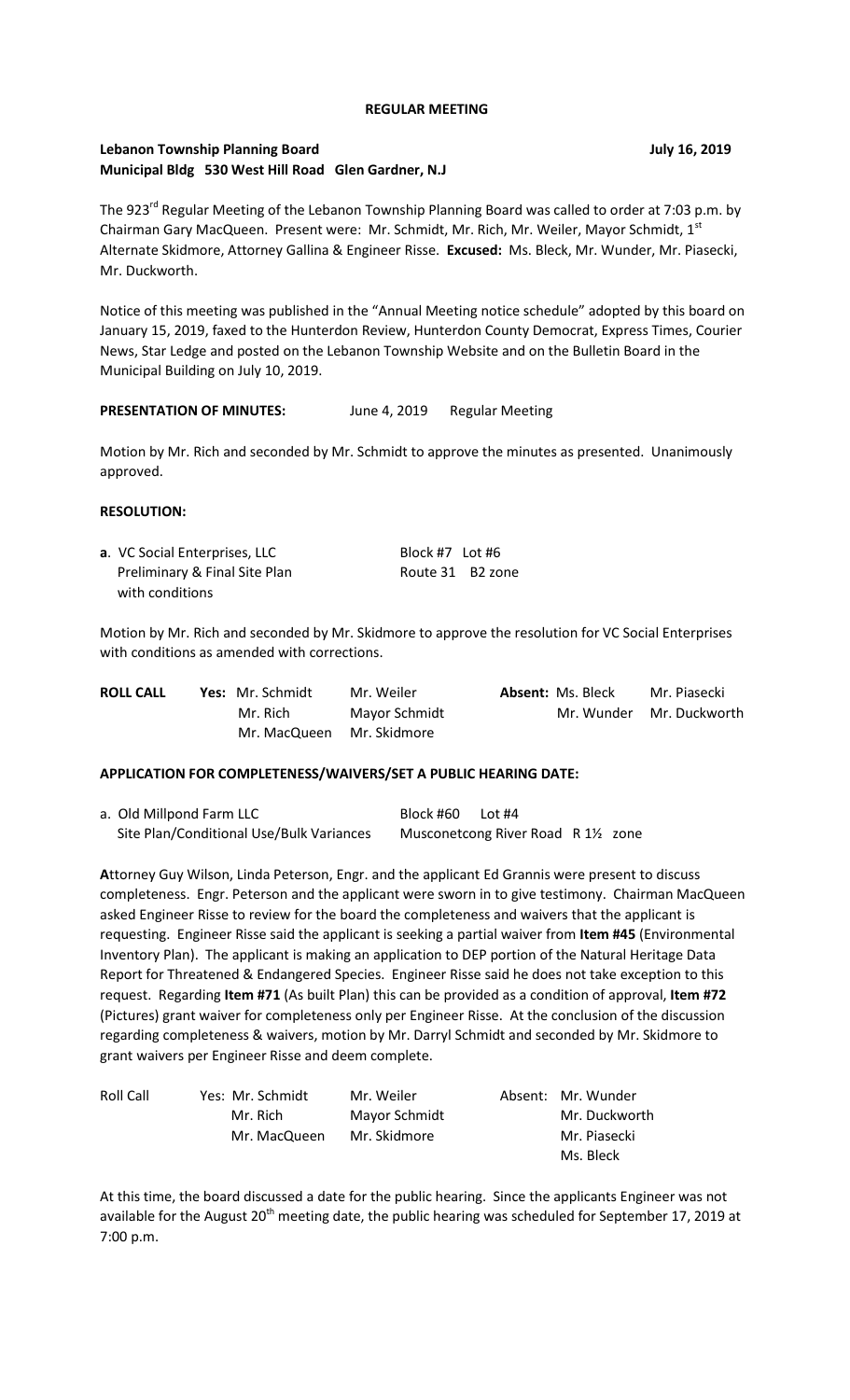# REGULAR MEETING

**Lebanon Township Planning Board** **July 16, 2019**
**Municipal Bldg 530 West Hill Road Glen Gardner, N.J**

The 923rd Regular Meeting of the Lebanon Township Planning Board was called to order at 7:03 p.m. by Chairman Gary MacQueen. Present were: Mr. Schmidt, Mr. Rich, Mr. Weiler, Mayor Schmidt, 1st Alternate Skidmore, Attorney Gallina & Engineer Risse. **Excused:** Ms. Bleck, Mr. Wunder, Mr. Piasecki, Mr. Duckworth.

Notice of this meeting was published in the "Annual Meeting notice schedule" adopted by this board on January 15, 2019, faxed to the Hunterdon Review, Hunterdon County Democrat, Express Times, Courier News, Star Ledge and posted on the Lebanon Township Website and on the Bulletin Board in the Municipal Building on July 10, 2019.

**PRESENTATION OF MINUTES:** June 4, 2019 Regular Meeting

Motion by Mr. Rich and seconded by Mr. Schmidt to approve the minutes as presented. Unanimously approved.

**RESOLUTION:**

| **a**. VC Social Enterprises, LLC | Block #7 Lot #6 |
|---|---|
| Preliminary & Final Site Plan with conditions | Route 31 B2 zone |

Motion by Mr. Rich and seconded by Mr. Skidmore to approve the resolution for VC Social Enterprises with conditions as amended with corrections.

| **ROLL CALL** | **Yes:** Mr. Schmidt | Mr. Weiler | **Absent:** Ms. Bleck | Mr. Piasecki |
|---|---|---|---|---|
| | Mr. Rich | Mayor Schmidt | Mr. Wunder | Mr. Duckworth |
| | Mr. MacQueen | Mr. Skidmore | | |

**APPLICATION FOR COMPLETENESS/WAIVERS/SET A PUBLIC HEARING DATE:**

| a. Old Millpond Farm LLC | Block #60 Lot #4 |
|---|---|
| Site Plan/Conditional Use/Bulk Variances | Musconetcong River Road R 1½ zone |

**A**ttorney Guy Wilson, Linda Peterson, Engr. and the applicant Ed Grannis were present to discuss completeness. Engr. Peterson and the applicant were sworn in to give testimony. Chairman MacQueen asked Engineer Risse to review for the board the completeness and waivers that the applicant is requesting. Engineer Risse said the applicant is seeking a partial waiver from **Item #45** (Environmental Inventory Plan). The applicant is making an application to DEP portion of the Natural Heritage Data Report for Threatened & Endangered Species. Engineer Risse said he does not take exception to this request. Regarding **Item #71** (As built Plan) this can be provided as a condition of approval, **Item #72** (Pictures) grant waiver for completeness only per Engineer Risse. At the conclusion of the discussion regarding completeness & waivers, motion by Mr. Darryl Schmidt and seconded by Mr. Skidmore to grant waivers per Engineer Risse and deem complete.

| Roll Call | Yes: Mr. Schmidt | Mr. Weiler | Absent: Mr. Wunder |
|---|---|---|---|
| | Mr. Rich | Mayor Schmidt | Mr. Duckworth |
| | Mr. MacQueen | Mr. Skidmore | Mr. Piasecki |
| | | | Ms. Bleck |

At this time, the board discussed a date for the public hearing. Since the applicants Engineer was not available for the August 20th meeting date, the public hearing was scheduled for September 17, 2019 at 7:00 p.m.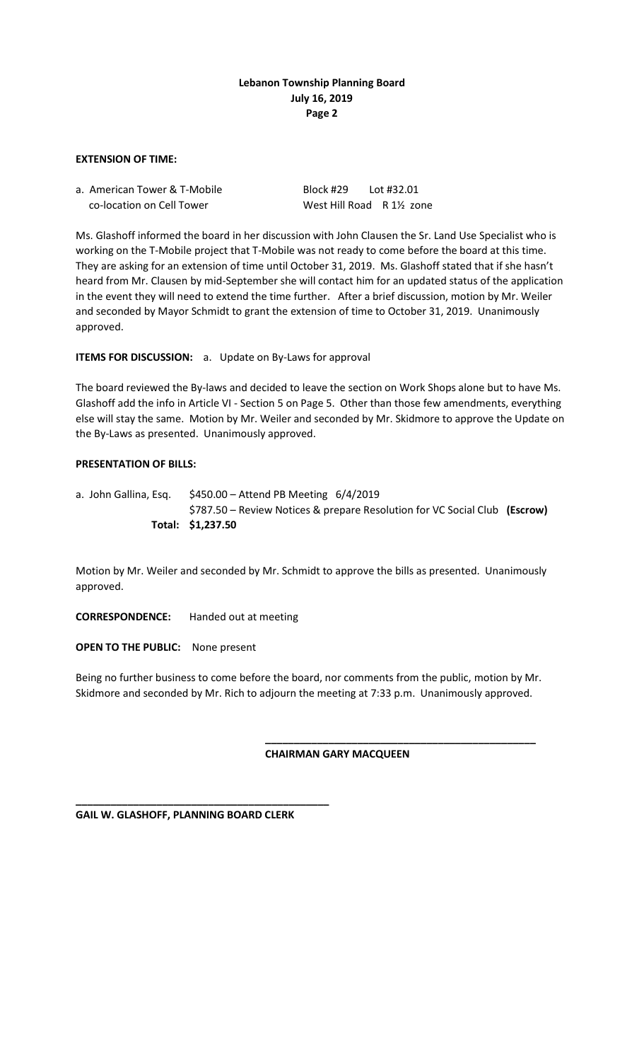**Lebanon Township Planning Board**
**July 16, 2019**

**EXTENSION OF TIME:**

a. American Tower & T-Mobile — Block #29 Lot #32.01
co-location on Cell Tower — West Hill Road R 1½ zone

Ms. Glashoff informed the board in her discussion with John Clausen the Sr. Land Use Specialist who is working on the T-Mobile project that T-Mobile was not ready to come before the board at this time. They are asking for an extension of time until October 31, 2019. Ms. Glashoff stated that if she hasn't heard from Mr. Clausen by mid-September she will contact him for an updated status of the application in the event they will need to extend the time further. After a brief discussion, motion by Mr. Weiler and seconded by Mayor Schmidt to grant the extension of time to October 31, 2019. Unanimously approved.

**ITEMS FOR DISCUSSION:** a. Update on By-Laws for approval

The board reviewed the By-laws and decided to leave the section on Work Shops alone but to have Ms. Glashoff add the info in Article VI - Section 5 on Page 5. Other than those few amendments, everything else will stay the same. Motion by Mr. Weiler and seconded by Mr. Skidmore to approve the Update on the By-Laws as presented. Unanimously approved.

**PRESENTATION OF BILLS:**

a. John Gallina, Esq. — $450.00 – Attend PB Meeting 6/4/2019
$787.50 – Review Notices & prepare Resolution for VC Social Club **(Escrow)**
**Total: $1,237.50**

Motion by Mr. Weiler and seconded by Mr. Schmidt to approve the bills as presented. Unanimously approved.

**CORRESPONDENCE:** Handed out at meeting

**OPEN TO THE PUBLIC:** None present

Being no further business to come before the board, nor comments from the public, motion by Mr. Skidmore and seconded by Mr. Rich to adjourn the meeting at 7:33 p.m. Unanimously approved.

\_\_\_\_\_\_\_\_\_\_\_\_\_\_\_\_\_\_\_\_\_\_\_\_\_\_\_\_\_\_\_\_\_\_\_\_\_\_\_\_\_\_\_\_\_\_
**CHAIRMAN GARY MACQUEEN**

\_\_\_\_\_\_\_\_\_\_\_\_\_\_\_\_\_\_\_\_\_\_\_\_\_\_\_\_\_\_\_\_\_\_\_\_\_\_\_\_\_\_\_\_\_\_
**GAIL W. GLASHOFF, PLANNING BOARD CLERK**